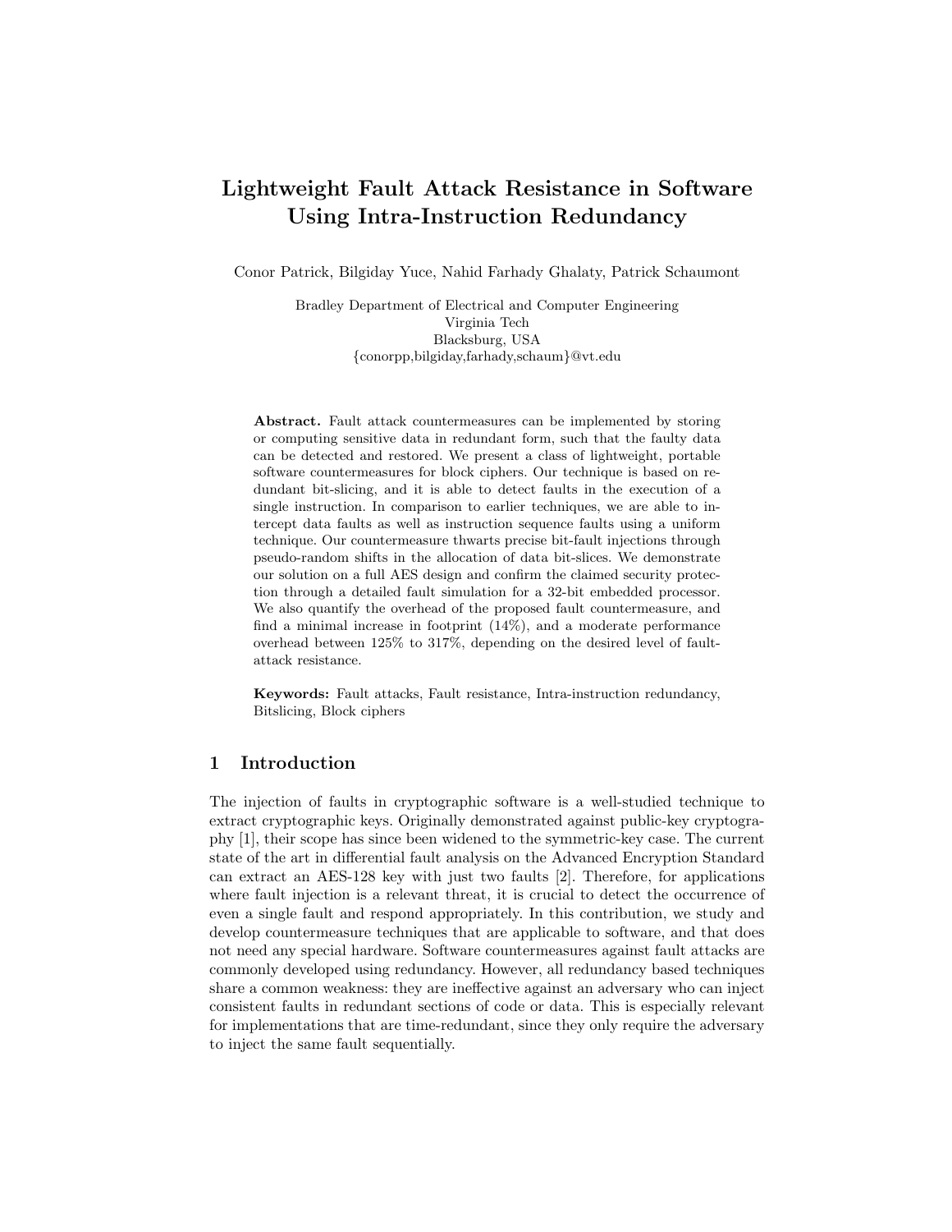# Lightweight Fault Attack Resistance in Software Using Intra-Instruction Redundancy

Conor Patrick, Bilgiday Yuce, Nahid Farhady Ghalaty, Patrick Schaumont

Bradley Department of Electrical and Computer Engineering
Virginia Tech
Blacksburg, USA
{conorpp,bilgiday,farhady,schaum}@vt.edu

**Abstract.** Fault attack countermeasures can be implemented by storing or computing sensitive data in redundant form, such that the faulty data can be detected and restored. We present a class of lightweight, portable software countermeasures for block ciphers. Our technique is based on redundant bit-slicing, and it is able to detect faults in the execution of a single instruction. In comparison to earlier techniques, we are able to intercept data faults as well as instruction sequence faults using a uniform technique. Our countermeasure thwarts precise bit-fault injections through pseudo-random shifts in the allocation of data bit-slices. We demonstrate our solution on a full AES design and confirm the claimed security protection through a detailed fault simulation for a 32-bit embedded processor. We also quantify the overhead of the proposed fault countermeasure, and find a minimal increase in footprint (14%), and a moderate performance overhead between 125% to 317%, depending on the desired level of fault-attack resistance.

**Keywords:** Fault attacks, Fault resistance, Intra-instruction redundancy, Bitslicing, Block ciphers

## 1 Introduction

The injection of faults in cryptographic software is a well-studied technique to extract cryptographic keys. Originally demonstrated against public-key cryptography [1], their scope has since been widened to the symmetric-key case. The current state of the art in differential fault analysis on the Advanced Encryption Standard can extract an AES-128 key with just two faults [2]. Therefore, for applications where fault injection is a relevant threat, it is crucial to detect the occurrence of even a single fault and respond appropriately. In this contribution, we study and develop countermeasure techniques that are applicable to software, and that does not need any special hardware. Software countermeasures against fault attacks are commonly developed using redundancy. However, all redundancy based techniques share a common weakness: they are ineffective against an adversary who can inject consistent faults in redundant sections of code or data. This is especially relevant for implementations that are time-redundant, since they only require the adversary to inject the same fault sequentially.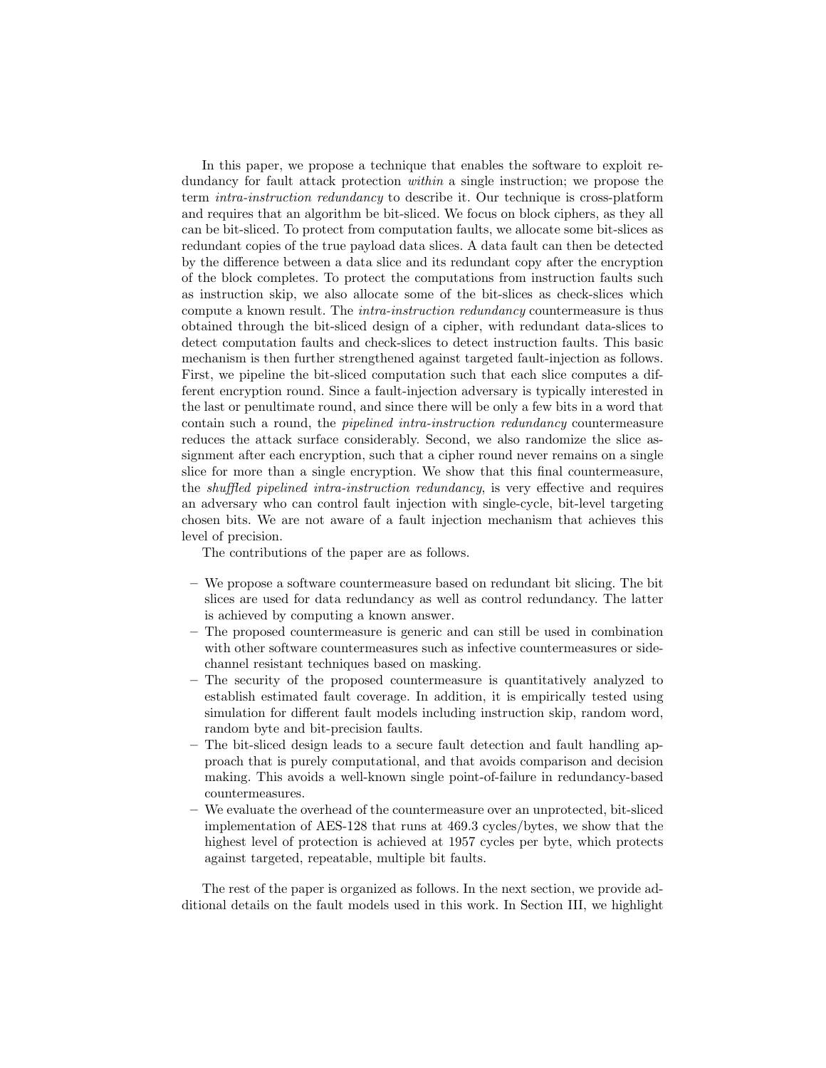In this paper, we propose a technique that enables the software to exploit redundancy for fault attack protection *within* a single instruction; we propose the term *intra-instruction redundancy* to describe it. Our technique is cross-platform and requires that an algorithm be bit-sliced. We focus on block ciphers, as they all can be bit-sliced. To protect from computation faults, we allocate some bit-slices as redundant copies of the true payload data slices. A data fault can then be detected by the difference between a data slice and its redundant copy after the encryption of the block completes. To protect the computations from instruction faults such as instruction skip, we also allocate some of the bit-slices as check-slices which compute a known result. The *intra-instruction redundancy* countermeasure is thus obtained through the bit-sliced design of a cipher, with redundant data-slices to detect computation faults and check-slices to detect instruction faults. This basic mechanism is then further strengthened against targeted fault-injection as follows. First, we pipeline the bit-sliced computation such that each slice computes a different encryption round. Since a fault-injection adversary is typically interested in the last or penultimate round, and since there will be only a few bits in a word that contain such a round, the *pipelined intra-instruction redundancy* countermeasure reduces the attack surface considerably. Second, we also randomize the slice assignment after each encryption, such that a cipher round never remains on a single slice for more than a single encryption. We show that this final countermeasure, the *shuffled pipelined intra-instruction redundancy*, is very effective and requires an adversary who can control fault injection with single-cycle, bit-level targeting chosen bits. We are not aware of a fault injection mechanism that achieves this level of precision.

The contributions of the paper are as follows.

- We propose a software countermeasure based on redundant bit slicing. The bit slices are used for data redundancy as well as control redundancy. The latter is achieved by computing a known answer.
- The proposed countermeasure is generic and can still be used in combination with other software countermeasures such as infective countermeasures or side-channel resistant techniques based on masking.
- The security of the proposed countermeasure is quantitatively analyzed to establish estimated fault coverage. In addition, it is empirically tested using simulation for different fault models including instruction skip, random word, random byte and bit-precision faults.
- The bit-sliced design leads to a secure fault detection and fault handling approach that is purely computational, and that avoids comparison and decision making. This avoids a well-known single point-of-failure in redundancy-based countermeasures.
- We evaluate the overhead of the countermeasure over an unprotected, bit-sliced implementation of AES-128 that runs at 469.3 cycles/bytes, we show that the highest level of protection is achieved at 1957 cycles per byte, which protects against targeted, repeatable, multiple bit faults.

The rest of the paper is organized as follows. In the next section, we provide additional details on the fault models used in this work. In Section III, we highlight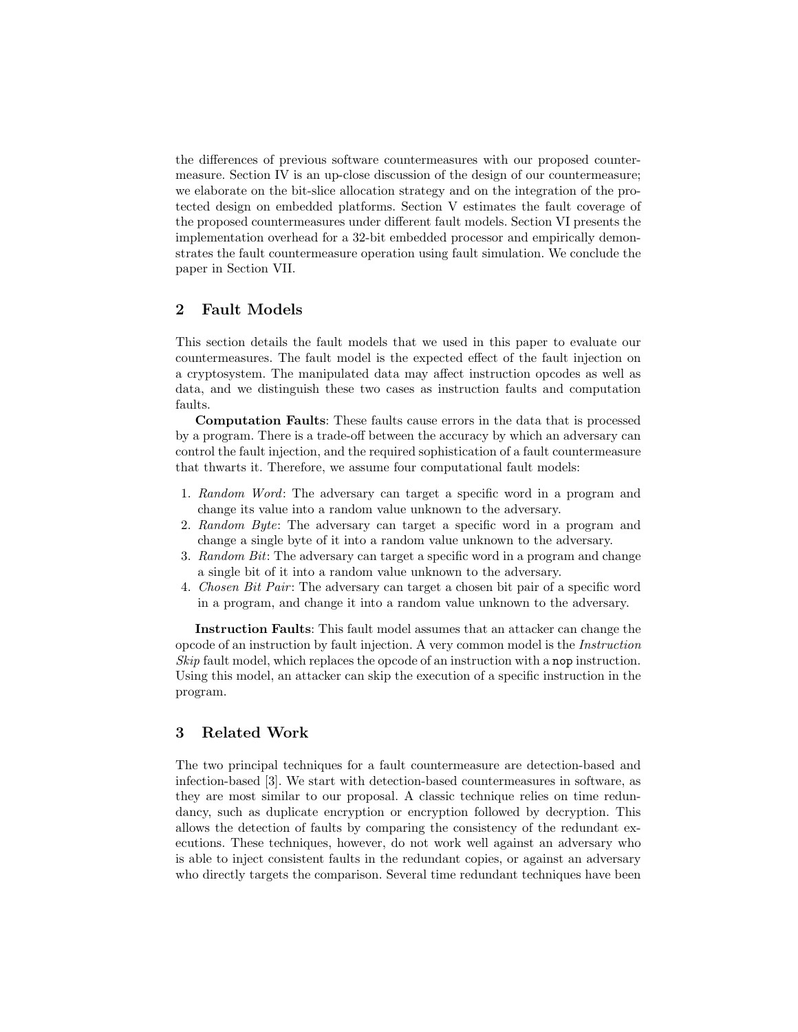the differences of previous software countermeasures with our proposed countermeasure. Section IV is an up-close discussion of the design of our countermeasure; we elaborate on the bit-slice allocation strategy and on the integration of the protected design on embedded platforms. Section V estimates the fault coverage of the proposed countermeasures under different fault models. Section VI presents the implementation overhead for a 32-bit embedded processor and empirically demonstrates the fault countermeasure operation using fault simulation. We conclude the paper in Section VII.

## 2 Fault Models

This section details the fault models that we used in this paper to evaluate our countermeasures. The fault model is the expected effect of the fault injection on a cryptosystem. The manipulated data may affect instruction opcodes as well as data, and we distinguish these two cases as instruction faults and computation faults.

**Computation Faults**: These faults cause errors in the data that is processed by a program. There is a trade-off between the accuracy by which an adversary can control the fault injection, and the required sophistication of a fault countermeasure that thwarts it. Therefore, we assume four computational fault models:

1. *Random Word*: The adversary can target a specific word in a program and change its value into a random value unknown to the adversary.
2. *Random Byte*: The adversary can target a specific word in a program and change a single byte of it into a random value unknown to the adversary.
3. *Random Bit*: The adversary can target a specific word in a program and change a single bit of it into a random value unknown to the adversary.
4. *Chosen Bit Pair*: The adversary can target a chosen bit pair of a specific word in a program, and change it into a random value unknown to the adversary.

**Instruction Faults**: This fault model assumes that an attacker can change the opcode of an instruction by fault injection. A very common model is the *Instruction Skip* fault model, which replaces the opcode of an instruction with a `nop` instruction. Using this model, an attacker can skip the execution of a specific instruction in the program.

## 3 Related Work

The two principal techniques for a fault countermeasure are detection-based and infection-based [3]. We start with detection-based countermeasures in software, as they are most similar to our proposal. A classic technique relies on time redundancy, such as duplicate encryption or encryption followed by decryption. This allows the detection of faults by comparing the consistency of the redundant executions. These techniques, however, do not work well against an adversary who is able to inject consistent faults in the redundant copies, or against an adversary who directly targets the comparison. Several time redundant techniques have been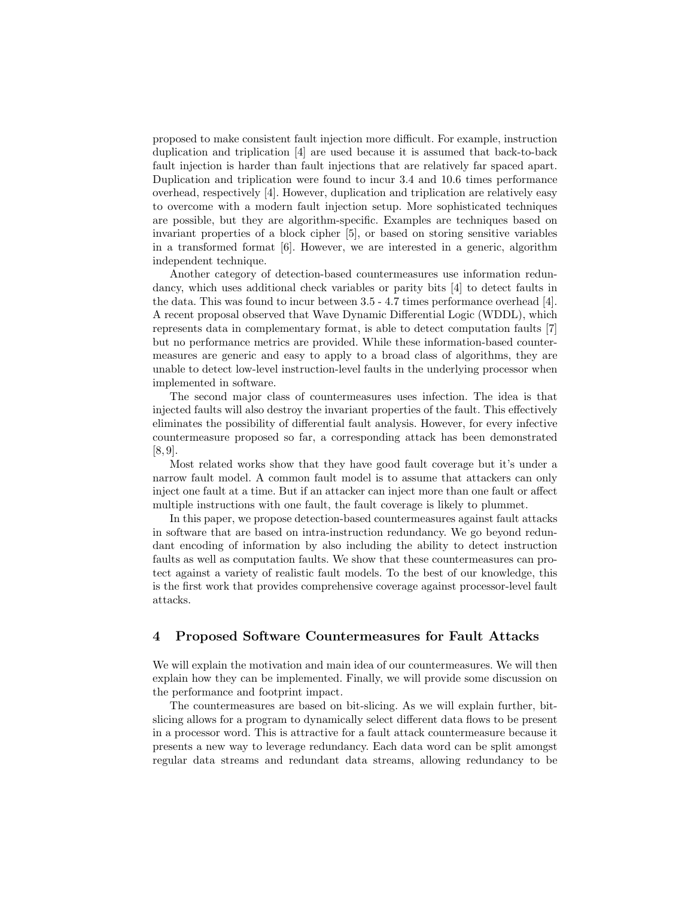proposed to make consistent fault injection more difficult. For example, instruction duplication and triplication [4] are used because it is assumed that back-to-back fault injection is harder than fault injections that are relatively far spaced apart. Duplication and triplication were found to incur 3.4 and 10.6 times performance overhead, respectively [4]. However, duplication and triplication are relatively easy to overcome with a modern fault injection setup. More sophisticated techniques are possible, but they are algorithm-specific. Examples are techniques based on invariant properties of a block cipher [5], or based on storing sensitive variables in a transformed format [6]. However, we are interested in a generic, algorithm independent technique.

Another category of detection-based countermeasures use information redundancy, which uses additional check variables or parity bits [4] to detect faults in the data. This was found to incur between 3.5 - 4.7 times performance overhead [4]. A recent proposal observed that Wave Dynamic Differential Logic (WDDL), which represents data in complementary format, is able to detect computation faults [7] but no performance metrics are provided. While these information-based countermeasures are generic and easy to apply to a broad class of algorithms, they are unable to detect low-level instruction-level faults in the underlying processor when implemented in software.

The second major class of countermeasures uses infection. The idea is that injected faults will also destroy the invariant properties of the fault. This effectively eliminates the possibility of differential fault analysis. However, for every infective countermeasure proposed so far, a corresponding attack has been demonstrated [8, 9].

Most related works show that they have good fault coverage but it's under a narrow fault model. A common fault model is to assume that attackers can only inject one fault at a time. But if an attacker can inject more than one fault or affect multiple instructions with one fault, the fault coverage is likely to plummet.

In this paper, we propose detection-based countermeasures against fault attacks in software that are based on intra-instruction redundancy. We go beyond redundant encoding of information by also including the ability to detect instruction faults as well as computation faults. We show that these countermeasures can protect against a variety of realistic fault models. To the best of our knowledge, this is the first work that provides comprehensive coverage against processor-level fault attacks.

## 4 Proposed Software Countermeasures for Fault Attacks

We will explain the motivation and main idea of our countermeasures. We will then explain how they can be implemented. Finally, we will provide some discussion on the performance and footprint impact.

The countermeasures are based on bit-slicing. As we will explain further, bit-slicing allows for a program to dynamically select different data flows to be present in a processor word. This is attractive for a fault attack countermeasure because it presents a new way to leverage redundancy. Each data word can be split amongst regular data streams and redundant data streams, allowing redundancy to be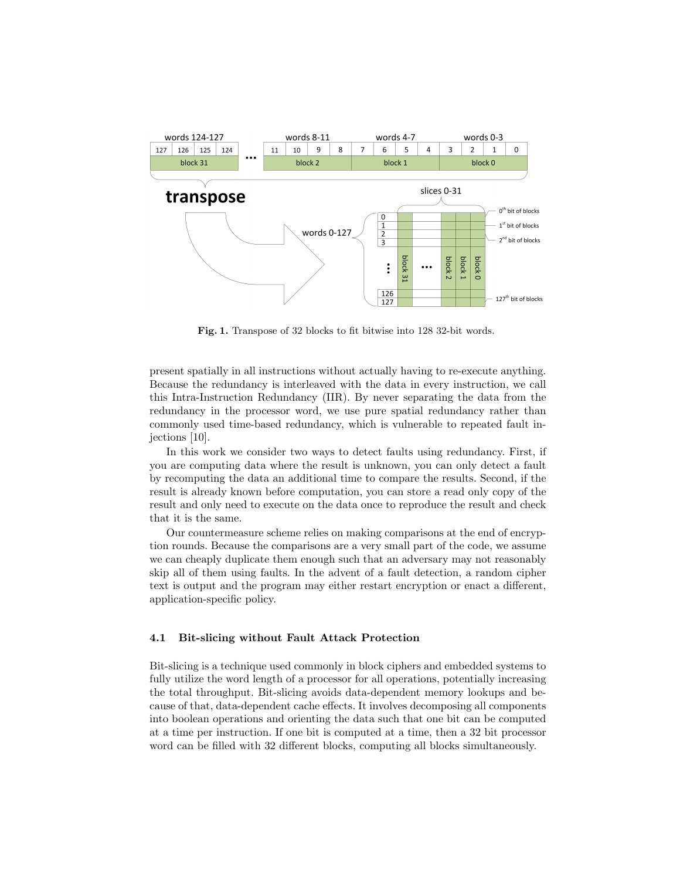words 124-127

words 8-11

words 4-7

words 0-3

127 126 125 124 ... 11 10 9 8 7 6 5 4 3 2 1 0

block 31 ... block 2 block 1 block 0

transpose

slices 0-31

words 0-127

0 1 2 3 ... 126 127

block 31 ... block 2 block 1 block 0

0th bit of blocks

1st bit of blocks

2nd bit of blocks

127th bit of blocks

**Fig. 1.** Transpose of 32 blocks to fit bitwise into 128 32-bit words.

present spatially in all instructions without actually having to re-execute anything. Because the redundancy is interleaved with the data in every instruction, we call this Intra-Instruction Redundancy (IIR). By never separating the data from the redundancy in the processor word, we use pure spatial redundancy rather than commonly used time-based redundancy, which is vulnerable to repeated fault injections [10].

In this work we consider two ways to detect faults using redundancy. First, if you are computing data where the result is unknown, you can only detect a fault by recomputing the data an additional time to compare the results. Second, if the result is already known before computation, you can store a read only copy of the result and only need to execute on the data once to reproduce the result and check that it is the same.

Our countermeasure scheme relies on making comparisons at the end of encryption rounds. Because the comparisons are a very small part of the code, we assume we can cheaply duplicate them enough such that an adversary may not reasonably skip all of them using faults. In the advent of a fault detection, a random cipher text is output and the program may either restart encryption or enact a different, application-specific policy.

### 4.1 Bit-slicing without Fault Attack Protection

Bit-slicing is a technique used commonly in block ciphers and embedded systems to fully utilize the word length of a processor for all operations, potentially increasing the total throughput. Bit-slicing avoids data-dependent memory lookups and because of that, data-dependent cache effects. It involves decomposing all components into boolean operations and orienting the data such that one bit can be computed at a time per instruction. If one bit is computed at a time, then a 32 bit processor word can be filled with 32 different blocks, computing all blocks simultaneously.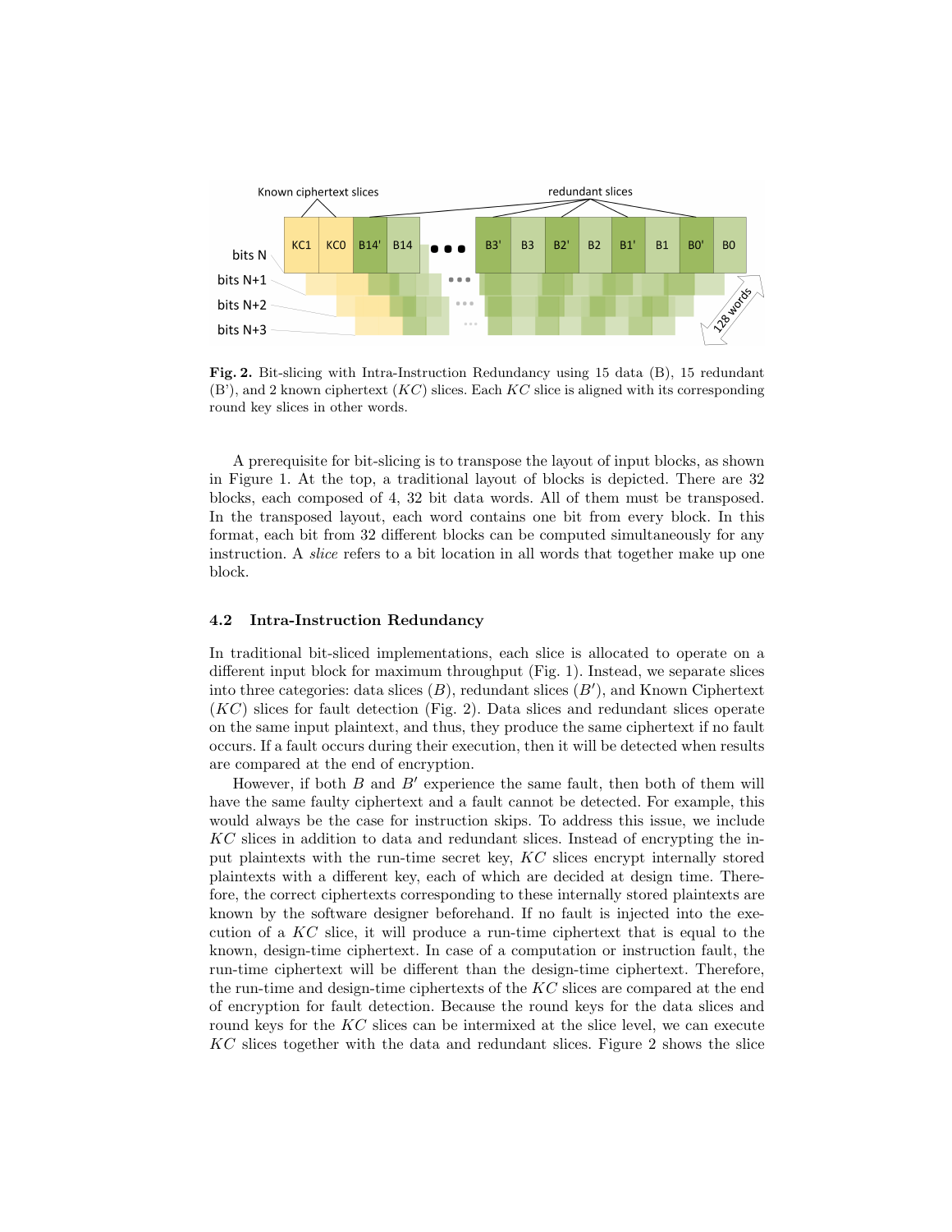Known ciphertext slices

redundant slices

KC1 KC0 B14' B14 ... B3' B3 B2' B2 B1' B1 B0' B0

bits N

bits N+1

bits N+2

bits N+3

128 words

**Fig. 2.** Bit-slicing with Intra-Instruction Redundancy using 15 data (B), 15 redundant (B'), and 2 known ciphertext ($KC$) slices. Each $KC$ slice is aligned with its corresponding round key slices in other words.

A prerequisite for bit-slicing is to transpose the layout of input blocks, as shown in Figure 1. At the top, a traditional layout of blocks is depicted. There are 32 blocks, each composed of 4, 32 bit data words. All of them must be transposed. In the transposed layout, each word contains one bit from every block. In this format, each bit from 32 different blocks can be computed simultaneously for any instruction. A *slice* refers to a bit location in all words that together make up one block.

### 4.2 Intra-Instruction Redundancy

In traditional bit-sliced implementations, each slice is allocated to operate on a different input block for maximum throughput (Fig. 1). Instead, we separate slices into three categories: data slices ($B$), redundant slices ($B'$), and Known Ciphertext ($KC$) slices for fault detection (Fig. 2). Data slices and redundant slices operate on the same input plaintext, and thus, they produce the same ciphertext if no fault occurs. If a fault occurs during their execution, then it will be detected when results are compared at the end of encryption.

However, if both $B$ and $B'$ experience the same fault, then both of them will have the same faulty ciphertext and a fault cannot be detected. For example, this would always be the case for instruction skips. To address this issue, we include $KC$ slices in addition to data and redundant slices. Instead of encrypting the input plaintexts with the run-time secret key, $KC$ slices encrypt internally stored plaintexts with a different key, each of which are decided at design time. Therefore, the correct ciphertexts corresponding to these internally stored plaintexts are known by the software designer beforehand. If no fault is injected into the execution of a $KC$ slice, it will produce a run-time ciphertext that is equal to the known, design-time ciphertext. In case of a computation or instruction fault, the run-time ciphertext will be different than the design-time ciphertext. Therefore, the run-time and design-time ciphertexts of the $KC$ slices are compared at the end of encryption for fault detection. Because the round keys for the data slices and round keys for the $KC$ slices can be intermixed at the slice level, we can execute $KC$ slices together with the data and redundant slices. Figure 2 shows the slice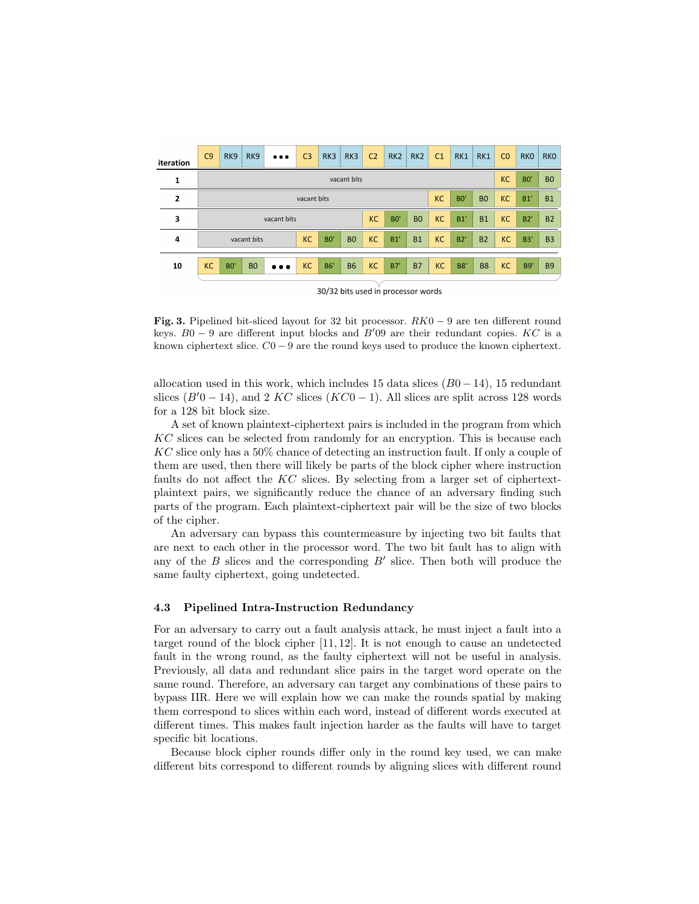| iteration | C9 | RK9 | RK9 | ••• | C3 | RK3 | RK3 | C2 | RK2 | RK2 | C1 | RK1 | RK1 | C0 | RK0 | RK0 |
|---|---|---|---|---|---|---|---|---|---|---|---|---|---|---|---|---|
| 1 | vacant bits | | | | | | | | | | | | | KC | B0' | B0 |
| 2 | vacant bits | | | | | | | | | | KC | B0' | B0 | KC | B1' | B1 |
| 3 | vacant bits | | | | | | | KC | B0' | B0 | KC | B1' | B1 | KC | B2' | B2 |
| 4 | vacant bits | | | | KC | B0' | B0 | KC | B1' | B1 | KC | B2' | B2 | KC | B3' | B3 |
| 10 | KC | B0' | B0 | ••• | KC | B6' | B6 | KC | B7' | B7 | KC | B8' | B8 | KC | B9' | B9 |

30/32 bits used in processor words

**Fig. 3.** Pipelined bit-sliced layout for 32 bit processor. $RK0-9$ are ten different round keys. $B0-9$ are different input blocks and $B'09$ are their redundant copies. $KC$ is a known ciphertext slice. $C0-9$ are the round keys used to produce the known ciphertext.

allocation used in this work, which includes 15 data slices ($B0-14$), 15 redundant slices ($B'0-14$), and 2 $KC$ slices ($KC0-1$). All slices are split across 128 words for a 128 bit block size.

A set of known plaintext-ciphertext pairs is included in the program from which $KC$ slices can be selected from randomly for an encryption. This is because each $KC$ slice only has a 50% chance of detecting an instruction fault. If only a couple of them are used, then there will likely be parts of the block cipher where instruction faults do not affect the $KC$ slices. By selecting from a larger set of ciphertext-plaintext pairs, we significantly reduce the chance of an adversary finding such parts of the program. Each plaintext-ciphertext pair will be the size of two blocks of the cipher.

An adversary can bypass this countermeasure by injecting two bit faults that are next to each other in the processor word. The two bit fault has to align with any of the $B$ slices and the corresponding $B'$ slice. Then both will produce the same faulty ciphertext, going undetected.

### 4.3 Pipelined Intra-Instruction Redundancy

For an adversary to carry out a fault analysis attack, he must inject a fault into a target round of the block cipher [11, 12]. It is not enough to cause an undetected fault in the wrong round, as the faulty ciphertext will not be useful in analysis. Previously, all data and redundant slice pairs in the target word operate on the same round. Therefore, an adversary can target any combinations of these pairs to bypass IIR. Here we will explain how we can make the rounds spatial by making them correspond to slices within each word, instead of different words executed at different times. This makes fault injection harder as the faults will have to target specific bit locations.

Because block cipher rounds differ only in the round key used, we can make different bits correspond to different rounds by aligning slices with different round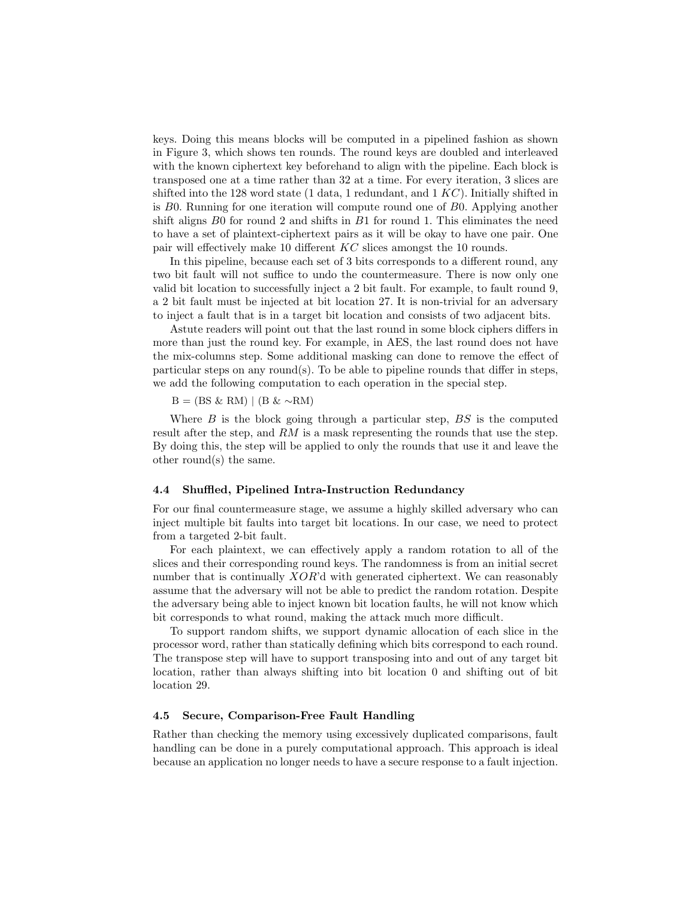keys. Doing this means blocks will be computed in a pipelined fashion as shown in Figure 3, which shows ten rounds. The round keys are doubled and interleaved with the known ciphertext key beforehand to align with the pipeline. Each block is transposed one at a time rather than 32 at a time. For every iteration, 3 slices are shifted into the 128 word state (1 data, 1 redundant, and 1 $KC$). Initially shifted in is $B0$. Running for one iteration will compute round one of $B0$. Applying another shift aligns $B0$ for round 2 and shifts in $B1$ for round 1. This eliminates the need to have a set of plaintext-ciphertext pairs as it will be okay to have one pair. One pair will effectively make 10 different $KC$ slices amongst the 10 rounds.

In this pipeline, because each set of 3 bits corresponds to a different round, any two bit fault will not suffice to undo the countermeasure. There is now only one valid bit location to successfully inject a 2 bit fault. For example, to fault round 9, a 2 bit fault must be injected at bit location 27. It is non-trivial for an adversary to inject a fault that is in a target bit location and consists of two adjacent bits.

Astute readers will point out that the last round in some block ciphers differs in more than just the round key. For example, in AES, the last round does not have the mix-columns step. Some additional masking can done to remove the effect of particular steps on any round(s). To be able to pipeline rounds that differ in steps, we add the following computation to each operation in the special step.

B = (BS & RM) | (B & ∼RM)

Where $B$ is the block going through a particular step, $BS$ is the computed result after the step, and $RM$ is a mask representing the rounds that use the step. By doing this, the step will be applied to only the rounds that use it and leave the other round(s) the same.

### 4.4 Shuffled, Pipelined Intra-Instruction Redundancy

For our final countermeasure stage, we assume a highly skilled adversary who can inject multiple bit faults into target bit locations. In our case, we need to protect from a targeted 2-bit fault.

For each plaintext, we can effectively apply a random rotation to all of the slices and their corresponding round keys. The randomness is from an initial secret number that is continually $XOR$'d with generated ciphertext. We can reasonably assume that the adversary will not be able to predict the random rotation. Despite the adversary being able to inject known bit location faults, he will not know which bit corresponds to what round, making the attack much more difficult.

To support random shifts, we support dynamic allocation of each slice in the processor word, rather than statically defining which bits correspond to each round. The transpose step will have to support transposing into and out of any target bit location, rather than always shifting into bit location 0 and shifting out of bit location 29.

### 4.5 Secure, Comparison-Free Fault Handling

Rather than checking the memory using excessively duplicated comparisons, fault handling can be done in a purely computational approach. This approach is ideal because an application no longer needs to have a secure response to a fault injection.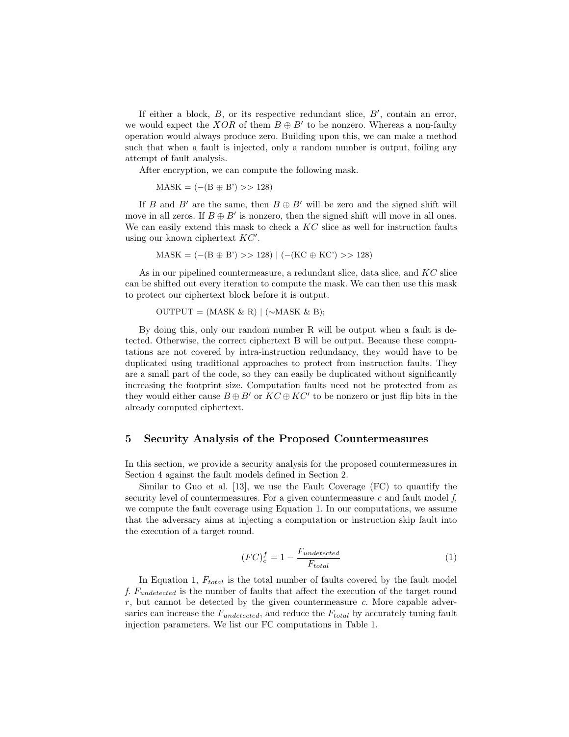If either a block, $B$, or its respective redundant slice, $B'$, contain an error, we would expect the $XOR$ of them $B \oplus B'$ to be nonzero. Whereas a non-faulty operation would always produce zero. Building upon this, we can make a method such that when a fault is injected, only a random number is output, foiling any attempt of fault analysis.

After encryption, we can compute the following mask.

MASK = (−(B ⊕ B') >> 128)

If $B$ and $B'$ are the same, then $B \oplus B'$ will be zero and the signed shift will move in all zeros. If $B \oplus B'$ is nonzero, then the signed shift will move in all ones. We can easily extend this mask to check a $KC$ slice as well for instruction faults using our known ciphertext $KC'$.

MASK = (−(B ⊕ B') >> 128) | (−(KC ⊕ KC') >> 128)

As in our pipelined countermeasure, a redundant slice, data slice, and $KC$ slice can be shifted out every iteration to compute the mask. We can then use this mask to protect our ciphertext block before it is output.

OUTPUT = (MASK & R) | (∼MASK & B);

By doing this, only our random number R will be output when a fault is detected. Otherwise, the correct ciphertext B will be output. Because these computations are not covered by intra-instruction redundancy, they would have to be duplicated using traditional approaches to protect from instruction faults. They are a small part of the code, so they can easily be duplicated without significantly increasing the footprint size. Computation faults need not be protected from as they would either cause $B \oplus B'$ or $KC \oplus KC'$ to be nonzero or just flip bits in the already computed ciphertext.

## 5 Security Analysis of the Proposed Countermeasures

In this section, we provide a security analysis for the proposed countermeasures in Section 4 against the fault models defined in Section 2.

Similar to Guo et al. [13], we use the Fault Coverage (FC) to quantify the security level of countermeasures. For a given countermeasure *c* and fault model *f*, we compute the fault coverage using Equation 1. In our computations, we assume that the adversary aims at injecting a computation or instruction skip fault into the execution of a target round.

$$(FC)_c^f = 1 - \frac{F_{undetected}}{F_{total}} \tag{1}$$

In Equation 1, $F_{total}$ is the total number of faults covered by the fault model *f*. $F_{undetected}$ is the number of faults that affect the execution of the target round $r$, but cannot be detected by the given countermeasure *c*. More capable adversaries can increase the $F_{undetected}$, and reduce the $F_{total}$ by accurately tuning fault injection parameters. We list our FC computations in Table 1.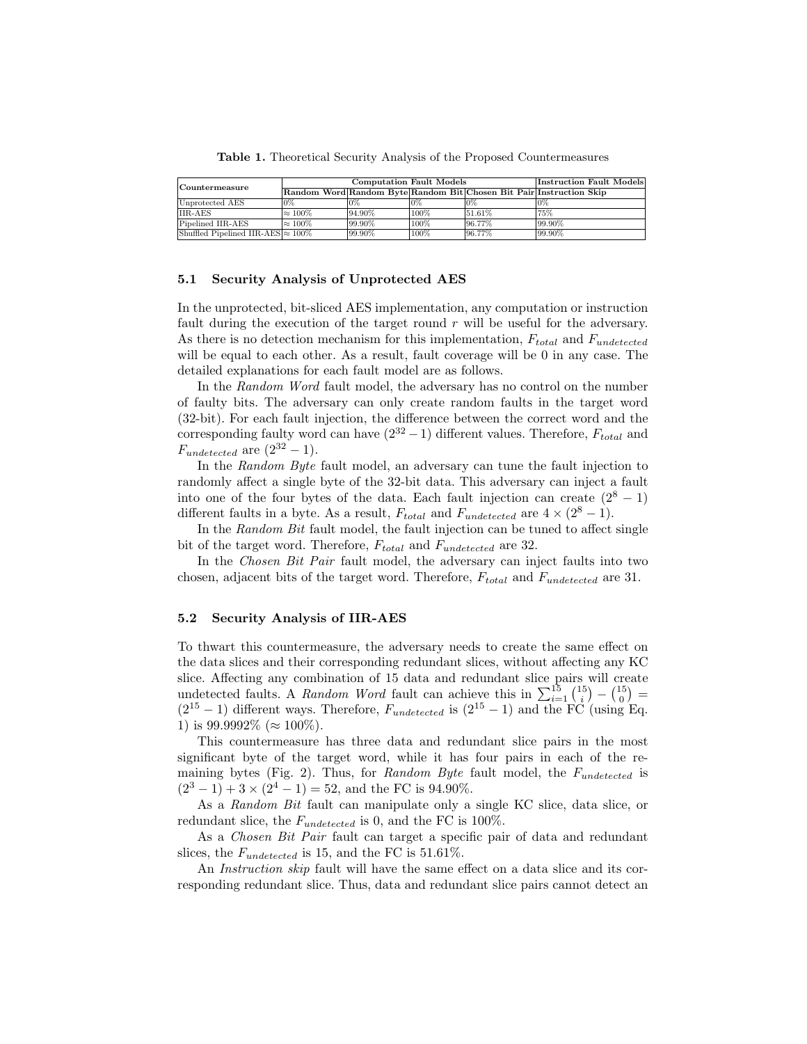**Table 1.** Theoretical Security Analysis of the Proposed Countermeasures

| Countermeasure | Computation Fault Models | | | | Instruction Fault Models |
|---|---|---|---|---|---|
| | Random Word | Random Byte | Random Bit | Chosen Bit Pair | Instruction Skip |
| Unprotected AES | 0% | 0% | 0% | 0% | 0% |
| IIR-AES | ≈ 100% | 94.90% | 100% | 51.61% | 75% |
| Pipelined IIR-AES | ≈ 100% | 99.90% | 100% | 96.77% | 99.90% |
| Shuffled Pipelined IIR-AES | ≈ 100% | 99.90% | 100% | 96.77% | 99.90% |

### 5.1 Security Analysis of Unprotected AES

In the unprotected, bit-sliced AES implementation, any computation or instruction fault during the execution of the target round $r$ will be useful for the adversary. As there is no detection mechanism for this implementation, $F_{total}$ and $F_{undetected}$ will be equal to each other. As a result, fault coverage will be 0 in any case. The detailed explanations for each fault model are as follows.

In the *Random Word* fault model, the adversary has no control on the number of faulty bits. The adversary can only create random faults in the target word (32-bit). For each fault injection, the difference between the correct word and the corresponding faulty word can have $(2^{32} - 1)$ different values. Therefore, $F_{total}$ and $F_{undetected}$ are $(2^{32} - 1)$.

In the *Random Byte* fault model, an adversary can tune the fault injection to randomly affect a single byte of the 32-bit data. This adversary can inject a fault into one of the four bytes of the data. Each fault injection can create $(2^8 - 1)$ different faults in a byte. As a result, $F_{total}$ and $F_{undetected}$ are $4 \times (2^8 - 1)$.

In the *Random Bit* fault model, the fault injection can be tuned to affect single bit of the target word. Therefore, $F_{total}$ and $F_{undetected}$ are 32.

In the *Chosen Bit Pair* fault model, the adversary can inject faults into two chosen, adjacent bits of the target word. Therefore, $F_{total}$ and $F_{undetected}$ are 31.

### 5.2 Security Analysis of IIR-AES

To thwart this countermeasure, the adversary needs to create the same effect on the data slices and their corresponding redundant slices, without affecting any KC slice. Affecting any combination of 15 data and redundant slice pairs will create undetected faults. A *Random Word* fault can achieve this in $\sum_{i=1}^{15} \binom{15}{i} - \binom{15}{0} = (2^{15} - 1)$ different ways. Therefore, $F_{undetected}$ is $(2^{15} - 1)$ and the FC (using Eq. 1) is 99.9992% (≈ 100%).

This countermeasure has three data and redundant slice pairs in the most significant byte of the target word, while it has four pairs in each of the remaining bytes (Fig. 2). Thus, for *Random Byte* fault model, the $F_{undetected}$ is $(2^3 - 1) + 3 \times (2^4 - 1) = 52$, and the FC is 94.90%.

As a *Random Bit* fault can manipulate only a single KC slice, data slice, or redundant slice, the $F_{undetected}$ is 0, and the FC is 100%.

As a *Chosen Bit Pair* fault can target a specific pair of data and redundant slices, the $F_{undetected}$ is 15, and the FC is 51.61%.

An *Instruction skip* fault will have the same effect on a data slice and its corresponding redundant slice. Thus, data and redundant slice pairs cannot detect an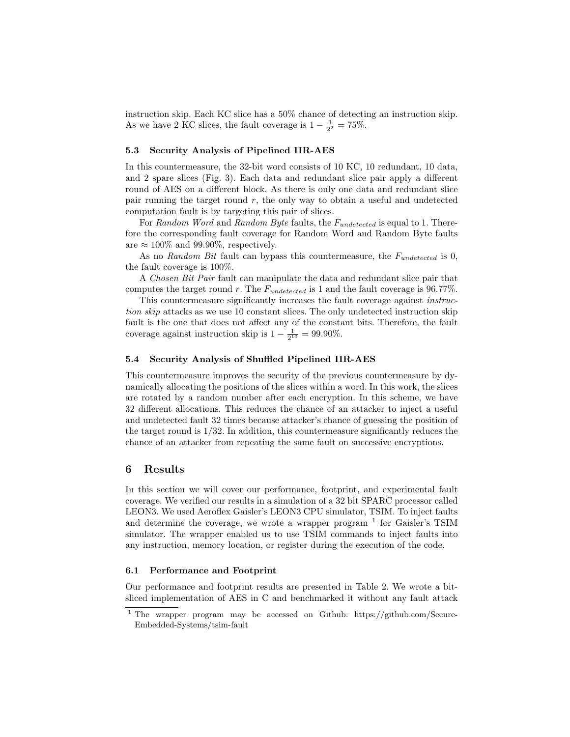instruction skip. Each KC slice has a 50% chance of detecting an instruction skip. As we have 2 KC slices, the fault coverage is $1 - \frac{1}{2^2} = 75\%$.

### 5.3 Security Analysis of Pipelined IIR-AES

In this countermeasure, the 32-bit word consists of 10 KC, 10 redundant, 10 data, and 2 spare slices (Fig. 3). Each data and redundant slice pair apply a different round of AES on a different block. As there is only one data and redundant slice pair running the target round $r$, the only way to obtain a useful and undetected computation fault is by targeting this pair of slices.

For *Random Word* and *Random Byte* faults, the $F_{undetected}$ is equal to 1. Therefore the corresponding fault coverage for Random Word and Random Byte faults are $\approx 100\%$ and 99.90%, respectively.

As no *Random Bit* fault can bypass this countermeasure, the $F_{undetected}$ is 0, the fault coverage is 100%.

A *Chosen Bit Pair* fault can manipulate the data and redundant slice pair that computes the target round $r$. The $F_{undetected}$ is 1 and the fault coverage is 96.77%.

This countermeasure significantly increases the fault coverage against *instruction skip* attacks as we use 10 constant slices. The only undetected instruction skip fault is the one that does not affect any of the constant bits. Therefore, the fault coverage against instruction skip is $1 - \frac{1}{2^{10}} = 99.90\%$.

### 5.4 Security Analysis of Shuffled Pipelined IIR-AES

This countermeasure improves the security of the previous countermeasure by dynamically allocating the positions of the slices within a word. In this work, the slices are rotated by a random number after each encryption. In this scheme, we have 32 different allocations. This reduces the chance of an attacker to inject a useful and undetected fault 32 times because attacker's chance of guessing the position of the target round is 1/32. In addition, this countermeasure significantly reduces the chance of an attacker from repeating the same fault on successive encryptions.

## 6 Results

In this section we will cover our performance, footprint, and experimental fault coverage. We verified our results in a simulation of a 32 bit SPARC processor called LEON3. We used Aeroflex Gaisler's LEON3 CPU simulator, TSIM. To inject faults and determine the coverage, we wrote a wrapper program [1] for Gaisler's TSIM simulator. The wrapper enabled us to use TSIM commands to inject faults into any instruction, memory location, or register during the execution of the code.

### 6.1 Performance and Footprint

Our performance and footprint results are presented in Table 2. We wrote a bit-sliced implementation of AES in C and benchmarked it without any fault attack

[1] The wrapper program may be accessed on Github: https://github.com/Secure-Embedded-Systems/tsim-fault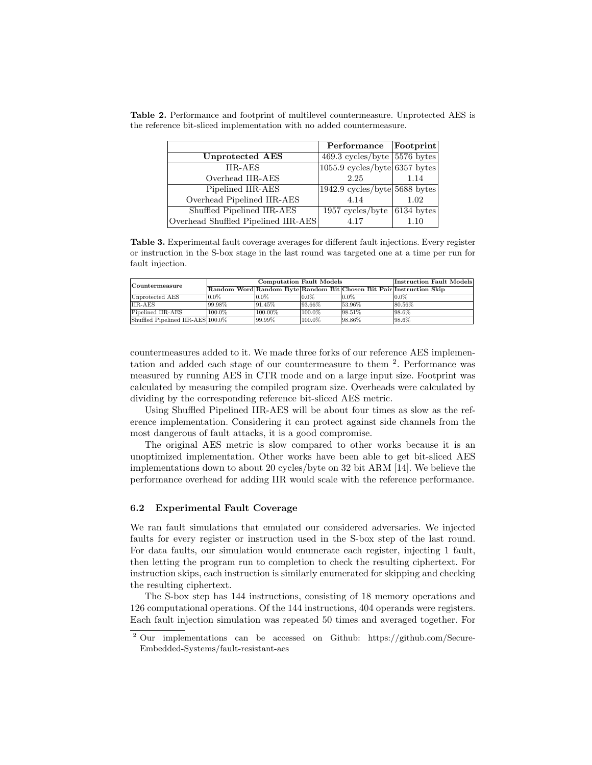**Table 2.** Performance and footprint of multilevel countermeasure. Unprotected AES is the reference bit-sliced implementation with no added countermeasure.

| | **Performance** | **Footprint** |
|---|---|---|
| **Unprotected AES** | 469.3 cycles/byte | 5576 bytes |
| IIR-AES | 1055.9 cycles/byte | 6357 bytes |
| Overhead IIR-AES | 2.25 | 1.14 |
| Pipelined IIR-AES | 1942.9 cycles/byte | 5688 bytes |
| Overhead Pipelined IIR-AES | 4.14 | 1.02 |
| Shuffled Pipelined IIR-AES | 1957 cycles/byte | 6134 bytes |
| Overhead Shuffled Pipelined IIR-AES | 4.17 | 1.10 |

**Table 3.** Experimental fault coverage averages for different fault injections. Every register or instruction in the S-box stage in the last round was targeted one at a time per run for fault injection.

| **Countermeasure** | **Computation Fault Models** | | | | **Instruction Fault Models** |
|---|---|---|---|---|---|
| | **Random Word** | **Random Byte** | **Random Bit** | **Chosen Bit Pair** | **Instruction Skip** |
| Unprotected AES | 0.0% | 0.0% | 0.0% | 0.0% | 0.0% |
| IIR-AES | 99.98% | 91.45% | 93.66% | 53.96% | 80.56% |
| Pipelined IIR-AES | 100.0% | 100.00% | 100.0% | 98.51% | 98.6% |
| Shuffled Pipelined IIR-AES | 100.0% | 99.99% | 100.0% | 98.86% | 98.6% |

countermeasures added to it. We made three forks of our reference AES implementation and added each stage of our countermeasure to them [2]. Performance was measured by running AES in CTR mode and on a large input size. Footprint was calculated by measuring the compiled program size. Overheads were calculated by dividing by the corresponding reference bit-sliced AES metric.

Using Shuffled Pipelined IIR-AES will be about four times as slow as the reference implementation. Considering it can protect against side channels from the most dangerous of fault attacks, it is a good compromise.

The original AES metric is slow compared to other works because it is an unoptimized implementation. Other works have been able to get bit-sliced AES implementations down to about 20 cycles/byte on 32 bit ARM [14]. We believe the performance overhead for adding IIR would scale with the reference performance.

### 6.2 Experimental Fault Coverage

We ran fault simulations that emulated our considered adversaries. We injected faults for every register or instruction used in the S-box step of the last round. For data faults, our simulation would enumerate each register, injecting 1 fault, then letting the program run to completion to check the resulting ciphertext. For instruction skips, each instruction is similarly enumerated for skipping and checking the resulting ciphertext.

The S-box step has 144 instructions, consisting of 18 memory operations and 126 computational operations. Of the 144 instructions, 404 operands were registers. Each fault injection simulation was repeated 50 times and averaged together. For

[2] Our implementations can be accessed on Github: https://github.com/Secure-Embedded-Systems/fault-resistant-aes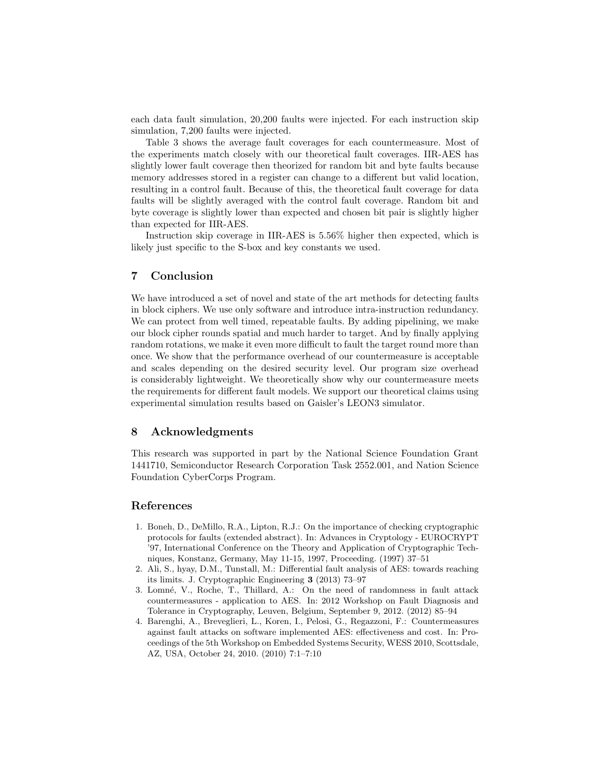each data fault simulation, 20,200 faults were injected. For each instruction skip simulation, 7,200 faults were injected.

Table 3 shows the average fault coverages for each countermeasure. Most of the experiments match closely with our theoretical fault coverages. IIR-AES has slightly lower fault coverage then theorized for random bit and byte faults because memory addresses stored in a register can change to a different but valid location, resulting in a control fault. Because of this, the theoretical fault coverage for data faults will be slightly averaged with the control fault coverage. Random bit and byte coverage is slightly lower than expected and chosen bit pair is slightly higher than expected for IIR-AES.

Instruction skip coverage in IIR-AES is 5.56% higher then expected, which is likely just specific to the S-box and key constants we used.

## 7 Conclusion

We have introduced a set of novel and state of the art methods for detecting faults in block ciphers. We use only software and introduce intra-instruction redundancy. We can protect from well timed, repeatable faults. By adding pipelining, we make our block cipher rounds spatial and much harder to target. And by finally applying random rotations, we make it even more difficult to fault the target round more than once. We show that the performance overhead of our countermeasure is acceptable and scales depending on the desired security level. Our program size overhead is considerably lightweight. We theoretically show why our countermeasure meets the requirements for different fault models. We support our theoretical claims using experimental simulation results based on Gaisler's LEON3 simulator.

## 8 Acknowledgments

This research was supported in part by the National Science Foundation Grant 1441710, Semiconductor Research Corporation Task 2552.001, and Nation Science Foundation CyberCorps Program.

## References

1. Boneh, D., DeMillo, R.A., Lipton, R.J.: On the importance of checking cryptographic protocols for faults (extended abstract). In: Advances in Cryptology - EUROCRYPT '97, International Conference on the Theory and Application of Cryptographic Techniques, Konstanz, Germany, May 11-15, 1997, Proceeding. (1997) 37–51
2. Ali, S., hyay, D.M., Tunstall, M.: Differential fault analysis of AES: towards reaching its limits. J. Cryptographic Engineering **3** (2013) 73–97
3. Lomné, V., Roche, T., Thillard, A.: On the need of randomness in fault attack countermeasures - application to AES. In: 2012 Workshop on Fault Diagnosis and Tolerance in Cryptography, Leuven, Belgium, September 9, 2012. (2012) 85–94
4. Barenghi, A., Breveglieri, L., Koren, I., Pelosi, G., Regazzoni, F.: Countermeasures against fault attacks on software implemented AES: effectiveness and cost. In: Proceedings of the 5th Workshop on Embedded Systems Security, WESS 2010, Scottsdale, AZ, USA, October 24, 2010. (2010) 7:1–7:10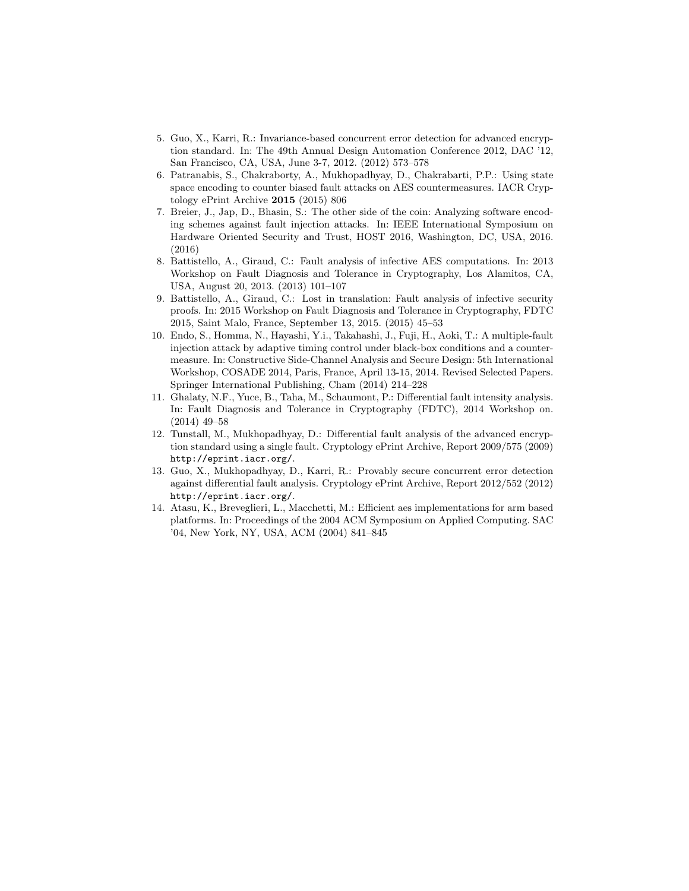5. Guo, X., Karri, R.: Invariance-based concurrent error detection for advanced encryption standard. In: The 49th Annual Design Automation Conference 2012, DAC '12, San Francisco, CA, USA, June 3-7, 2012. (2012) 573–578
6. Patranabis, S., Chakraborty, A., Mukhopadhyay, D., Chakrabarti, P.P.: Using state space encoding to counter biased fault attacks on AES countermeasures. IACR Cryptology ePrint Archive **2015** (2015) 806
7. Breier, J., Jap, D., Bhasin, S.: The other side of the coin: Analyzing software encoding schemes against fault injection attacks. In: IEEE International Symposium on Hardware Oriented Security and Trust, HOST 2016, Washington, DC, USA, 2016. (2016)
8. Battistello, A., Giraud, C.: Fault analysis of infective AES computations. In: 2013 Workshop on Fault Diagnosis and Tolerance in Cryptography, Los Alamitos, CA, USA, August 20, 2013. (2013) 101–107
9. Battistello, A., Giraud, C.: Lost in translation: Fault analysis of infective security proofs. In: 2015 Workshop on Fault Diagnosis and Tolerance in Cryptography, FDTC 2015, Saint Malo, France, September 13, 2015. (2015) 45–53
10. Endo, S., Homma, N., Hayashi, Y.i., Takahashi, J., Fuji, H., Aoki, T.: A multiple-fault injection attack by adaptive timing control under black-box conditions and a countermeasure. In: Constructive Side-Channel Analysis and Secure Design: 5th International Workshop, COSADE 2014, Paris, France, April 13-15, 2014. Revised Selected Papers. Springer International Publishing, Cham (2014) 214–228
11. Ghalaty, N.F., Yuce, B., Taha, M., Schaumont, P.: Differential fault intensity analysis. In: Fault Diagnosis and Tolerance in Cryptography (FDTC), 2014 Workshop on. (2014) 49–58
12. Tunstall, M., Mukhopadhyay, D.: Differential fault analysis of the advanced encryption standard using a single fault. Cryptology ePrint Archive, Report 2009/575 (2009) `http://eprint.iacr.org/`.
13. Guo, X., Mukhopadhyay, D., Karri, R.: Provably secure concurrent error detection against differential fault analysis. Cryptology ePrint Archive, Report 2012/552 (2012) `http://eprint.iacr.org/`.
14. Atasu, K., Breveglieri, L., Macchetti, M.: Efficient aes implementations for arm based platforms. In: Proceedings of the 2004 ACM Symposium on Applied Computing. SAC '04, New York, NY, USA, ACM (2004) 841–845